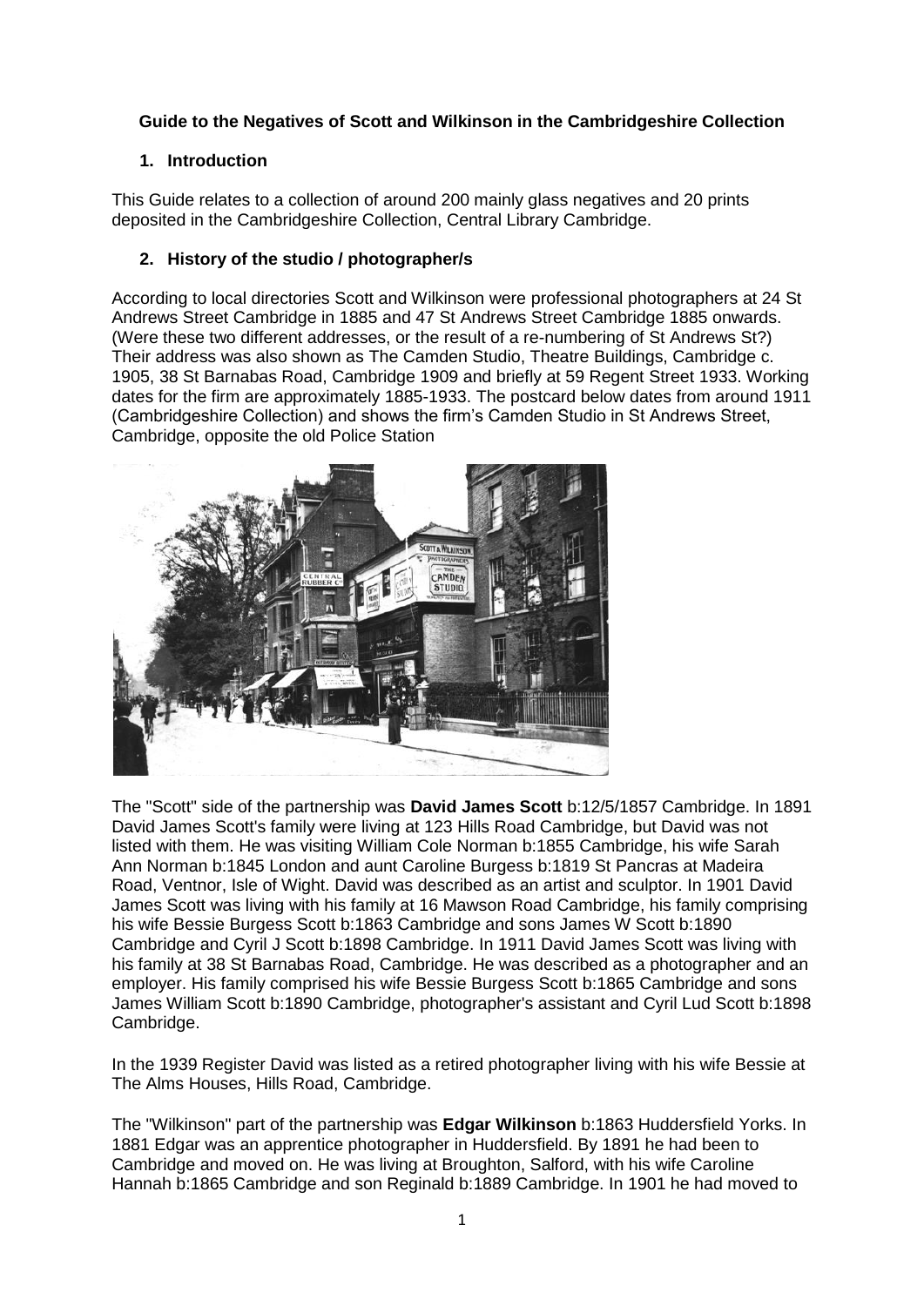**Guide to the Negatives of Scott and Wilkinson in the Cambridgeshire Collection**

1. **Introduction**

This Guide relates to a collection of around 200 mainly glass negatives and 20 prints deposited in the Cambridgeshire Collection, Central Library Cambridge.

2. **History of the studio / photographer/s**

According to local directories Scott and Wilkinson were professional photographers at 24 St Andrews Street Cambridge in 1885 and 47 St Andrews Street Cambridge 1885 onwards. (Were these two different addresses, or the result of a re-numbering of St Andrews St?) Their address was also shown as The Camden Studio, Theatre Buildings, Cambridge c. 1905, 38 St Barnabas Road, Cambridge 1909 and briefly at 59 Regent Street 1933. Working dates for the firm are approximately 1885-1933. The postcard below dates from around 1911 (Cambridgeshire Collection) and shows the firm's Camden Studio in St Andrews Street, Cambridge, opposite the old Police Station

The "Scott" side of the partnership was **David James Scott** b:12/5/1857 Cambridge. In 1891 David James Scott's family were living at 123 Hills Road Cambridge, but David was not listed with them. He was visiting William Cole Norman b:1855 Cambridge, his wife Sarah Ann Norman b:1845 London and aunt Caroline Burgess b:1819 St Pancras at Madeira Road, Ventnor, Isle of Wight. David was described as an artist and sculptor. In 1901 David James Scott was living with his family at 16 Mawson Road Cambridge, his family comprising his wife Bessie Burgess Scott b:1863 Cambridge and sons James W Scott b:1890 Cambridge and Cyril J Scott b:1898 Cambridge. In 1911 David James Scott was living with his family at 38 St Barnabas Road, Cambridge. He was described as a photographer and an employer. His family comprised his wife Bessie Burgess Scott b:1865 Cambridge and sons James William Scott b:1890 Cambridge, photographer's assistant and Cyril Lud Scott b:1898 Cambridge.

In the 1939 Register David was listed as a retired photographer living with his wife Bessie at The Alms Houses, Hills Road, Cambridge.

The "Wilkinson" part of the partnership was **Edgar Wilkinson** b:1863 Huddersfield Yorks. In 1881 Edgar was an apprentice photographer in Huddersfield. By 1891 he had been to Cambridge and moved on. He was living at Broughton, Salford, with his wife Caroline Hannah b:1865 Cambridge and son Reginald b:1889 Cambridge. In 1901 he had moved to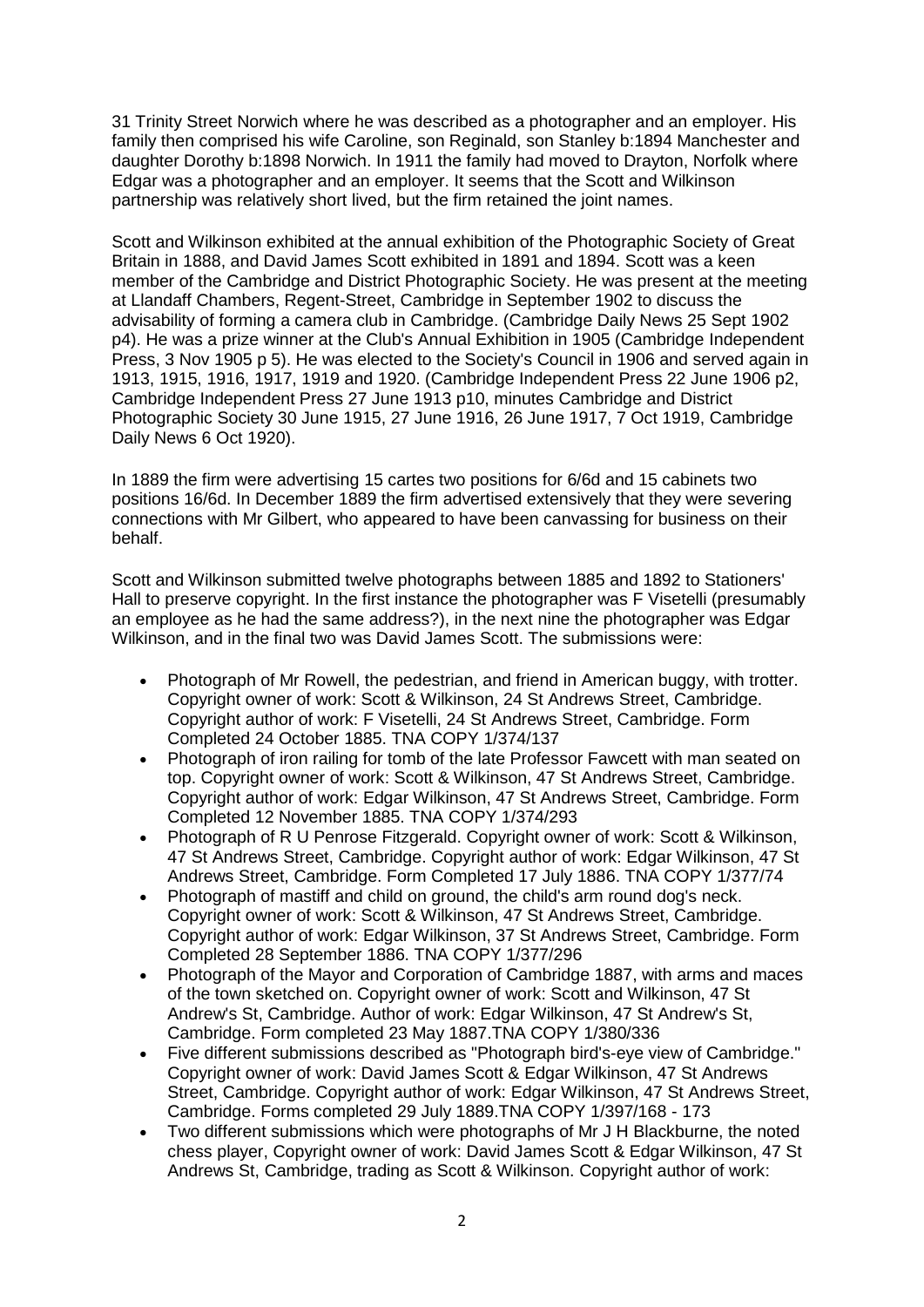31 Trinity Street Norwich where he was described as a photographer and an employer. His family then comprised his wife Caroline, son Reginald, son Stanley b:1894 Manchester and daughter Dorothy b:1898 Norwich. In 1911 the family had moved to Drayton, Norfolk where Edgar was a photographer and an employer. It seems that the Scott and Wilkinson partnership was relatively short lived, but the firm retained the joint names.

Scott and Wilkinson exhibited at the annual exhibition of the Photographic Society of Great Britain in 1888, and David James Scott exhibited in 1891 and 1894. Scott was a keen member of the Cambridge and District Photographic Society. He was present at the meeting at Llandaff Chambers, Regent-Street, Cambridge in September 1902 to discuss the advisability of forming a camera club in Cambridge. (Cambridge Daily News 25 Sept 1902 p4). He was a prize winner at the Club's Annual Exhibition in 1905 (Cambridge Independent Press, 3 Nov 1905 p 5). He was elected to the Society's Council in 1906 and served again in 1913, 1915, 1916, 1917, 1919 and 1920. (Cambridge Independent Press 22 June 1906 p2, Cambridge Independent Press 27 June 1913 p10, minutes Cambridge and District Photographic Society 30 June 1915, 27 June 1916, 26 June 1917, 7 Oct 1919, Cambridge Daily News 6 Oct 1920).

In 1889 the firm were advertising 15 cartes two positions for 6/6d and 15 cabinets two positions 16/6d. In December 1889 the firm advertised extensively that they were severing connections with Mr Gilbert, who appeared to have been canvassing for business on their behalf.

Scott and Wilkinson submitted twelve photographs between 1885 and 1892 to Stationers' Hall to preserve copyright. In the first instance the photographer was F Visetelli (presumably an employee as he had the same address?), in the next nine the photographer was Edgar Wilkinson, and in the final two was David James Scott. The submissions were:

- Photograph of Mr Rowell, the pedestrian, and friend in American buggy, with trotter. Copyright owner of work: Scott & Wilkinson, 24 St Andrews Street, Cambridge. Copyright author of work: F Visetelli, 24 St Andrews Street, Cambridge. Form Completed 24 October 1885. TNA COPY 1/374/137
- Photograph of iron railing for tomb of the late Professor Fawcett with man seated on top. Copyright owner of work: Scott & Wilkinson, 47 St Andrews Street, Cambridge. Copyright author of work: Edgar Wilkinson, 47 St Andrews Street, Cambridge. Form Completed 12 November 1885. TNA COPY 1/374/293
- Photograph of R U Penrose Fitzgerald. Copyright owner of work: Scott & Wilkinson, 47 St Andrews Street, Cambridge. Copyright author of work: Edgar Wilkinson, 47 St Andrews Street, Cambridge. Form Completed 17 July 1886. TNA COPY 1/377/74
- Photograph of mastiff and child on ground, the child's arm round dog's neck. Copyright owner of work: Scott & Wilkinson, 47 St Andrews Street, Cambridge. Copyright author of work: Edgar Wilkinson, 37 St Andrews Street, Cambridge. Form Completed 28 September 1886. TNA COPY 1/377/296
- Photograph of the Mayor and Corporation of Cambridge 1887, with arms and maces of the town sketched on. Copyright owner of work: Scott and Wilkinson, 47 St Andrew's St, Cambridge. Author of work: Edgar Wilkinson, 47 St Andrew's St, Cambridge. Form completed 23 May 1887.TNA COPY 1/380/336
- Five different submissions described as "Photograph bird's-eye view of Cambridge." Copyright owner of work: David James Scott & Edgar Wilkinson, 47 St Andrews Street, Cambridge. Copyright author of work: Edgar Wilkinson, 47 St Andrews Street, Cambridge. Forms completed 29 July 1889.TNA COPY 1/397/168 - 173
- Two different submissions which were photographs of Mr J H Blackburne, the noted chess player, Copyright owner of work: David James Scott & Edgar Wilkinson, 47 St Andrews St, Cambridge, trading as Scott & Wilkinson. Copyright author of work: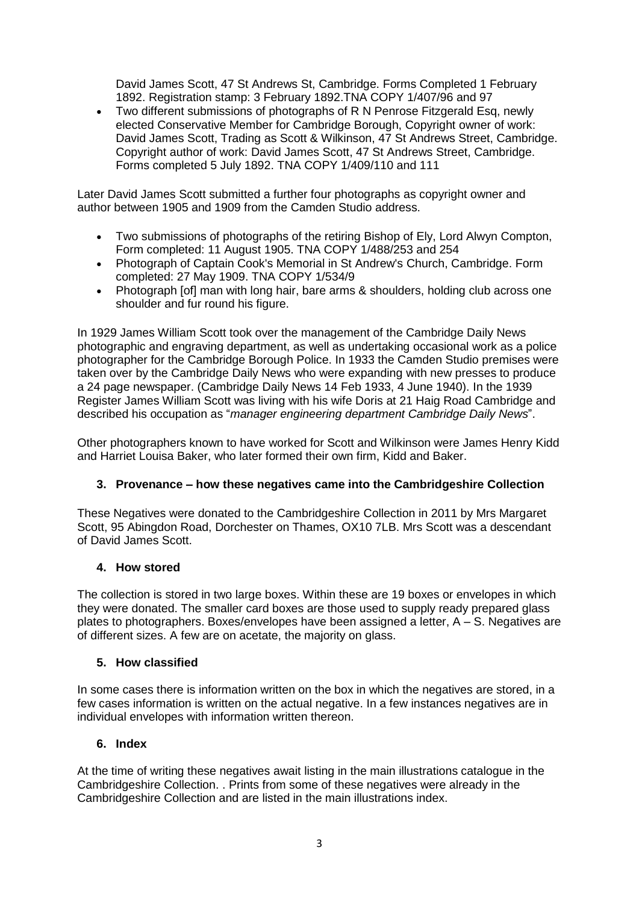David James Scott, 47 St Andrews St, Cambridge. Forms Completed 1 February 1892. Registration stamp: 3 February 1892.TNA COPY 1/407/96 and 97

- Two different submissions of photographs of R N Penrose Fitzgerald Esq, newly elected Conservative Member for Cambridge Borough, Copyright owner of work: David James Scott, Trading as Scott & Wilkinson, 47 St Andrews Street, Cambridge. Copyright author of work: David James Scott, 47 St Andrews Street, Cambridge. Forms completed 5 July 1892. TNA COPY 1/409/110 and 111

Later David James Scott submitted a further four photographs as copyright owner and author between 1905 and 1909 from the Camden Studio address.

- Two submissions of photographs of the retiring Bishop of Ely, Lord Alwyn Compton, Form completed: 11 August 1905. TNA COPY 1/488/253 and 254
- Photograph of Captain Cook's Memorial in St Andrew's Church, Cambridge. Form completed: 27 May 1909. TNA COPY 1/534/9
- Photograph [of] man with long hair, bare arms & shoulders, holding club across one shoulder and fur round his figure.

In 1929 James William Scott took over the management of the Cambridge Daily News photographic and engraving department, as well as undertaking occasional work as a police photographer for the Cambridge Borough Police. In 1933 the Camden Studio premises were taken over by the Cambridge Daily News who were expanding with new presses to produce a 24 page newspaper. (Cambridge Daily News 14 Feb 1933, 4 June 1940). In the 1939 Register James William Scott was living with his wife Doris at 21 Haig Road Cambridge and described his occupation as "*manager engineering department Cambridge Daily News*".

Other photographers known to have worked for Scott and Wilkinson were James Henry Kidd and Harriet Louisa Baker, who later formed their own firm, Kidd and Baker.

## 3. Provenance – how these negatives came into the Cambridgeshire Collection

These Negatives were donated to the Cambridgeshire Collection in 2011 by Mrs Margaret Scott, 95 Abingdon Road, Dorchester on Thames, OX10 7LB. Mrs Scott was a descendant of David James Scott.

## 4. How stored

The collection is stored in two large boxes. Within these are 19 boxes or envelopes in which they were donated. The smaller card boxes are those used to supply ready prepared glass plates to photographers. Boxes/envelopes have been assigned a letter, A – S. Negatives are of different sizes. A few are on acetate, the majority on glass.

## 5. How classified

In some cases there is information written on the box in which the negatives are stored, in a few cases information is written on the actual negative. In a few instances negatives are in individual envelopes with information written thereon.

## 6. Index

At the time of writing these negatives await listing in the main illustrations catalogue in the Cambridgeshire Collection. . Prints from some of these negatives were already in the Cambridgeshire Collection and are listed in the main illustrations index.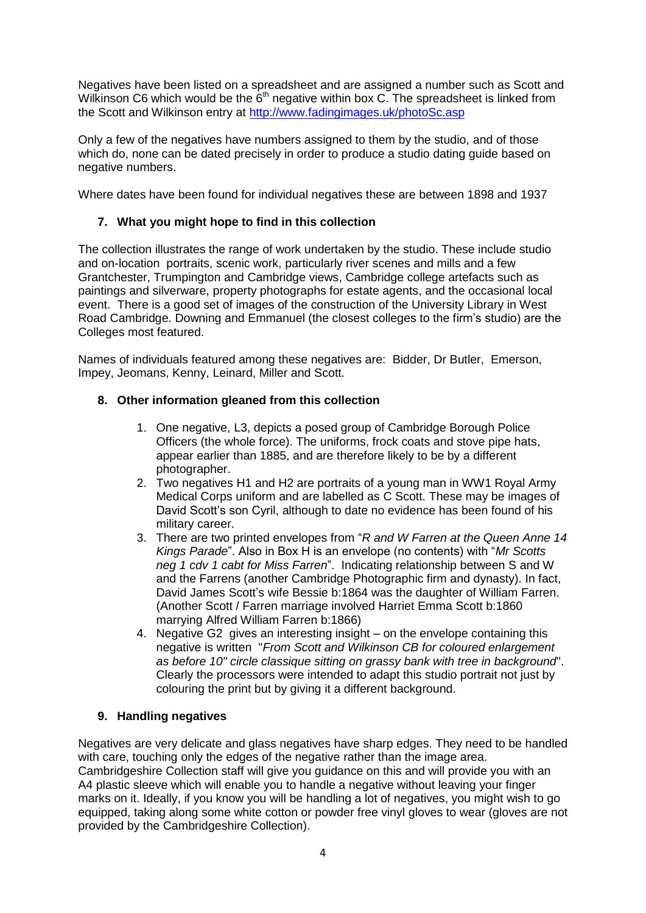Negatives have been listed on a spreadsheet and are assigned a number such as Scott and Wilkinson C6 which would be the 6th negative within box C. The spreadsheet is linked from the Scott and Wilkinson entry at http://www.fadingimages.uk/photoSc.asp

Only a few of the negatives have numbers assigned to them by the studio, and of those which do, none can be dated precisely in order to produce a studio dating guide based on negative numbers.

Where dates have been found for individual negatives these are between 1898 and 1937

## 7. What you might hope to find in this collection

The collection illustrates the range of work undertaken by the studio. These include studio and on-location portraits, scenic work, particularly river scenes and mills and a few Grantchester, Trumpington and Cambridge views, Cambridge college artefacts such as paintings and silverware, property photographs for estate agents, and the occasional local event. There is a good set of images of the construction of the University Library in West Road Cambridge. Downing and Emmanuel (the closest colleges to the firm's studio) are the Colleges most featured.

Names of individuals featured among these negatives are: Bidder, Dr Butler, Emerson, Impey, Jeomans, Kenny, Leinard, Miller and Scott.

## 8. Other information gleaned from this collection

1. One negative, L3, depicts a posed group of Cambridge Borough Police Officers (the whole force). The uniforms, frock coats and stove pipe hats, appear earlier than 1885, and are therefore likely to be by a different photographer.
2. Two negatives H1 and H2 are portraits of a young man in WW1 Royal Army Medical Corps uniform and are labelled as C Scott. These may be images of David Scott's son Cyril, although to date no evidence has been found of his military career.
3. There are two printed envelopes from "*R and W Farren at the Queen Anne 14 Kings Parade*". Also in Box H is an envelope (no contents) with "*Mr Scotts neg 1 cdv 1 cabt for Miss Farren*". Indicating relationship between S and W and the Farrens (another Cambridge Photographic firm and dynasty). In fact, David James Scott's wife Bessie b:1864 was the daughter of William Farren. (Another Scott / Farren marriage involved Harriet Emma Scott b:1860 marrying Alfred William Farren b:1866)
4. Negative G2 gives an interesting insight – on the envelope containing this negative is written "*From Scott and Wilkinson CB for coloured enlargement as before 10" circle classique sitting on grassy bank with tree in background*". Clearly the processors were intended to adapt this studio portrait not just by colouring the print but by giving it a different background.

## 9. Handling negatives

Negatives are very delicate and glass negatives have sharp edges. They need to be handled with care, touching only the edges of the negative rather than the image area. Cambridgeshire Collection staff will give you guidance on this and will provide you with an A4 plastic sleeve which will enable you to handle a negative without leaving your finger marks on it. Ideally, if you know you will be handling a lot of negatives, you might wish to go equipped, taking along some white cotton or powder free vinyl gloves to wear (gloves are not provided by the Cambridgeshire Collection).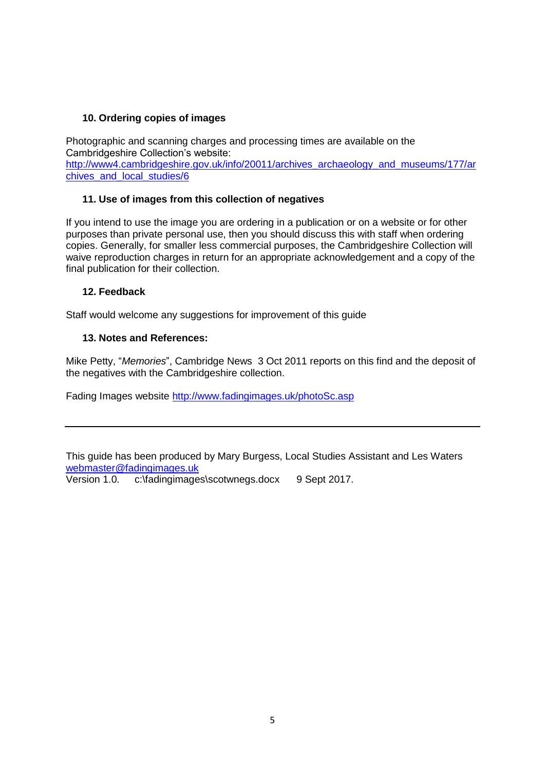### 10. Ordering copies of images

Photographic and scanning charges and processing times are available on the Cambridgeshire Collection's website: http://www4.cambridgeshire.gov.uk/info/20011/archives_archaeology_and_museums/177/archives_and_local_studies/6

### 11. Use of images from this collection of negatives

If you intend to use the image you are ordering in a publication or on a website or for other purposes than private personal use, then you should discuss this with staff when ordering copies. Generally, for smaller less commercial purposes, the Cambridgeshire Collection will waive reproduction charges in return for an appropriate acknowledgement and a copy of the final publication for their collection.

### 12. Feedback

Staff would welcome any suggestions for improvement of this guide

### 13. Notes and References:

Mike Petty, "*Memories*", Cambridge News 3 Oct 2011 reports on this find and the deposit of the negatives with the Cambridgeshire collection.

Fading Images website http://www.fadingimages.uk/photoSc.asp

---

This guide has been produced by Mary Burgess, Local Studies Assistant and Les Waters webmaster@fadingimages.uk
Version 1.0. c:\fadingimages\scotwnegs.docx 9 Sept 2017.